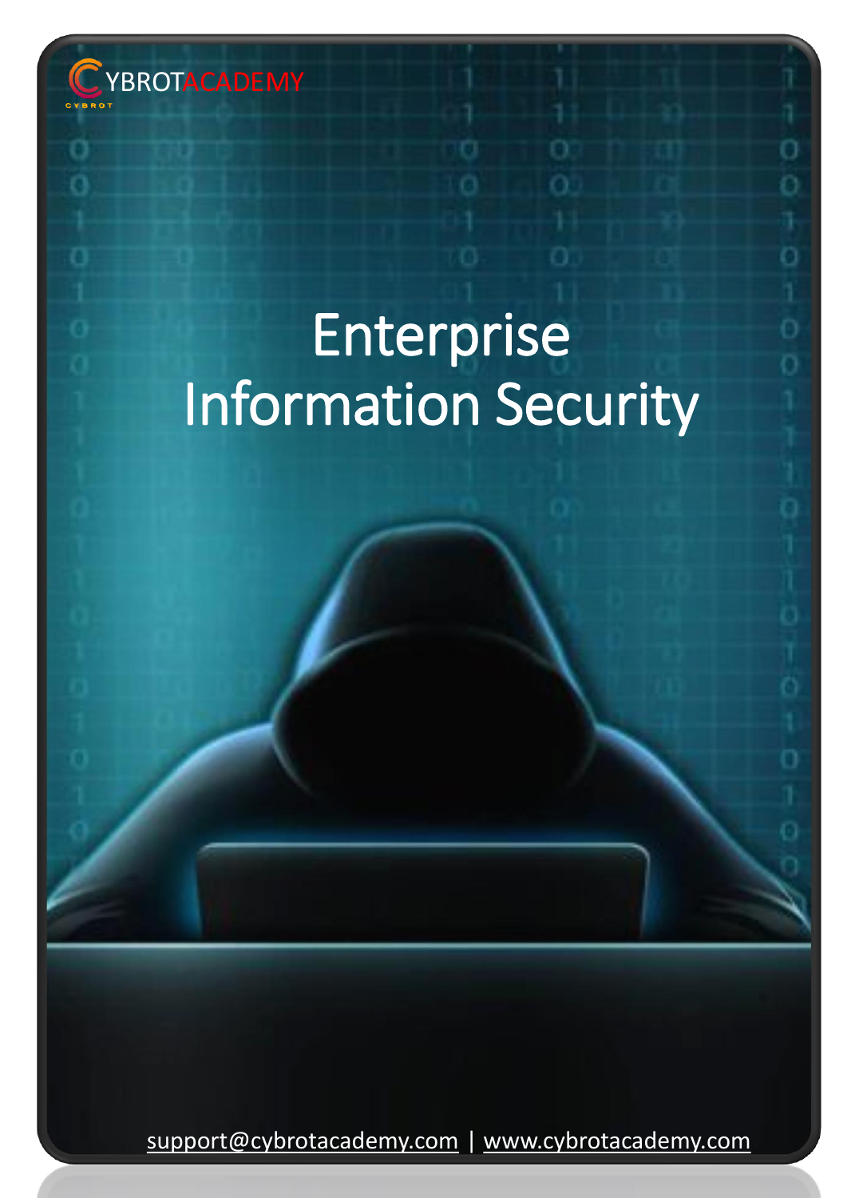CYBROTACADEMY

# Enterprise Information Security

support@cybrotacademy.com | www.cybrotacademy.com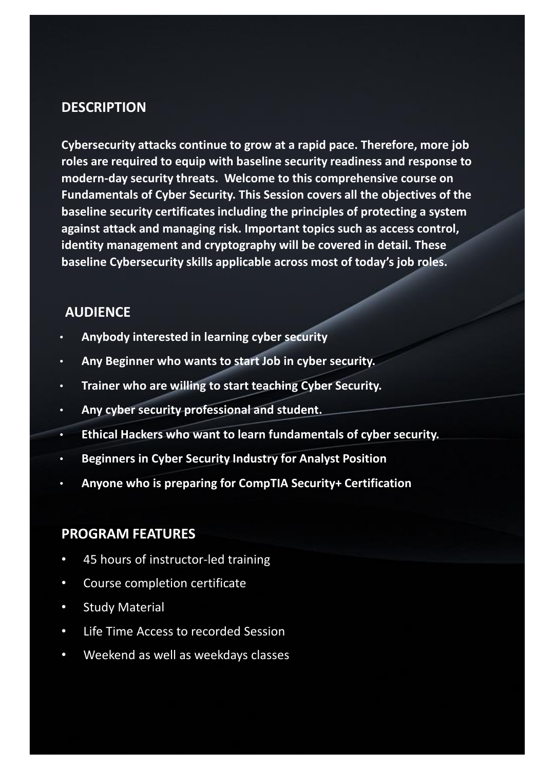## DESCRIPTION

**Cybersecurity attacks continue to grow at a rapid pace. Therefore, more job roles are required to equip with baseline security readiness and response to modern-day security threats. Welcome to this comprehensive course on Fundamentals of Cyber Security. This Session covers all the objectives of the baseline security certificates including the principles of protecting a system against attack and managing risk. Important topics such as access control, identity management and cryptography will be covered in detail. These baseline Cybersecurity skills applicable across most of today's job roles.**

## AUDIENCE

- **Anybody interested in learning cyber security**
- **Any Beginner who wants to start Job in cyber security.**
- **Trainer who are willing to start teaching Cyber Security.**
- **Any cyber security professional and student.**
- **Ethical Hackers who want to learn fundamentals of cyber security.**
- **Beginners in Cyber Security Industry for Analyst Position**
- **Anyone who is preparing for CompTIA Security+ Certification**

## PROGRAM FEATURES

- 45 hours of instructor-led training
- Course completion certificate
- Study Material
- Life Time Access to recorded Session
- Weekend as well as weekdays classes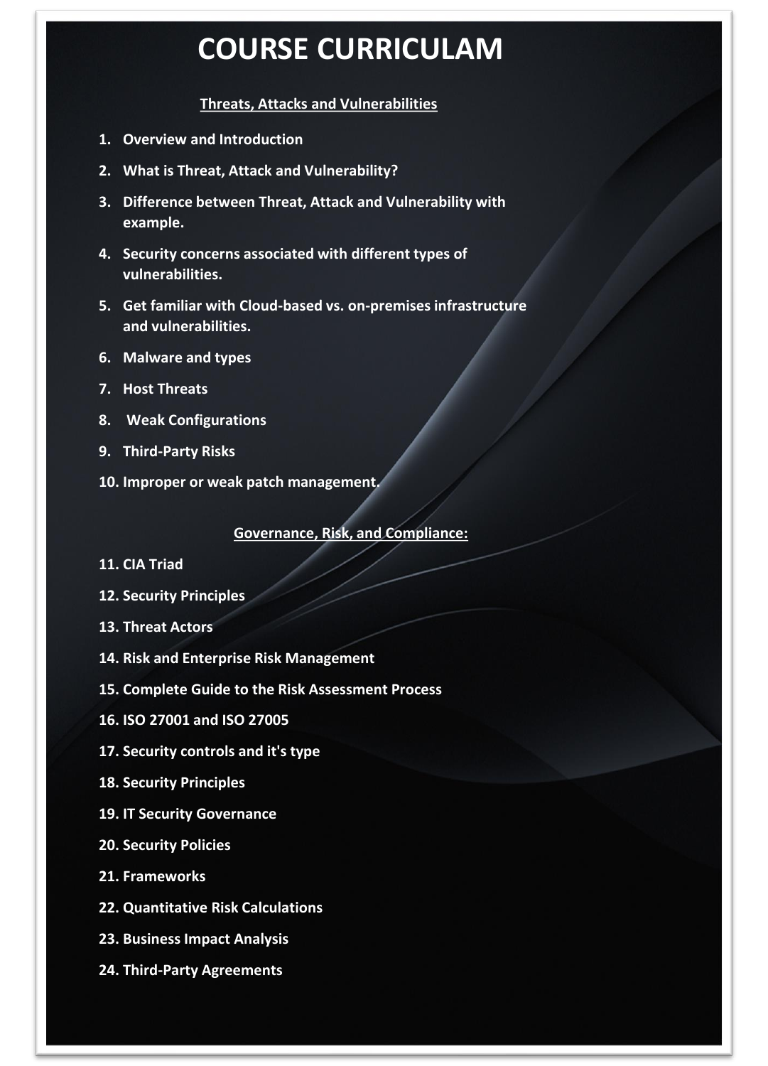# COURSE CURRICULAM

## Threats, Attacks and Vulnerabilities

1. **Overview and Introduction**
2. **What is Threat, Attack and Vulnerability?**
3. **Difference between Threat, Attack and Vulnerability with example.**
4. **Security concerns associated with different types of vulnerabilities.**
5. **Get familiar with Cloud-based vs. on-premises infrastructure and vulnerabilities.**
6. **Malware and types**
7. **Host Threats**
8. **Weak Configurations**
9. **Third-Party Risks**
10. **Improper or weak patch management.**

## Governance, Risk, and Compliance:

11. **CIA Triad**
12. **Security Principles**
13. **Threat Actors**
14. **Risk and Enterprise Risk Management**
15. **Complete Guide to the Risk Assessment Process**
16. **ISO 27001 and ISO 27005**
17. **Security controls and it's type**
18. **Security Principles**
19. **IT Security Governance**
20. **Security Policies**
21. **Frameworks**
22. **Quantitative Risk Calculations**
23. **Business Impact Analysis**
24. **Third-Party Agreements**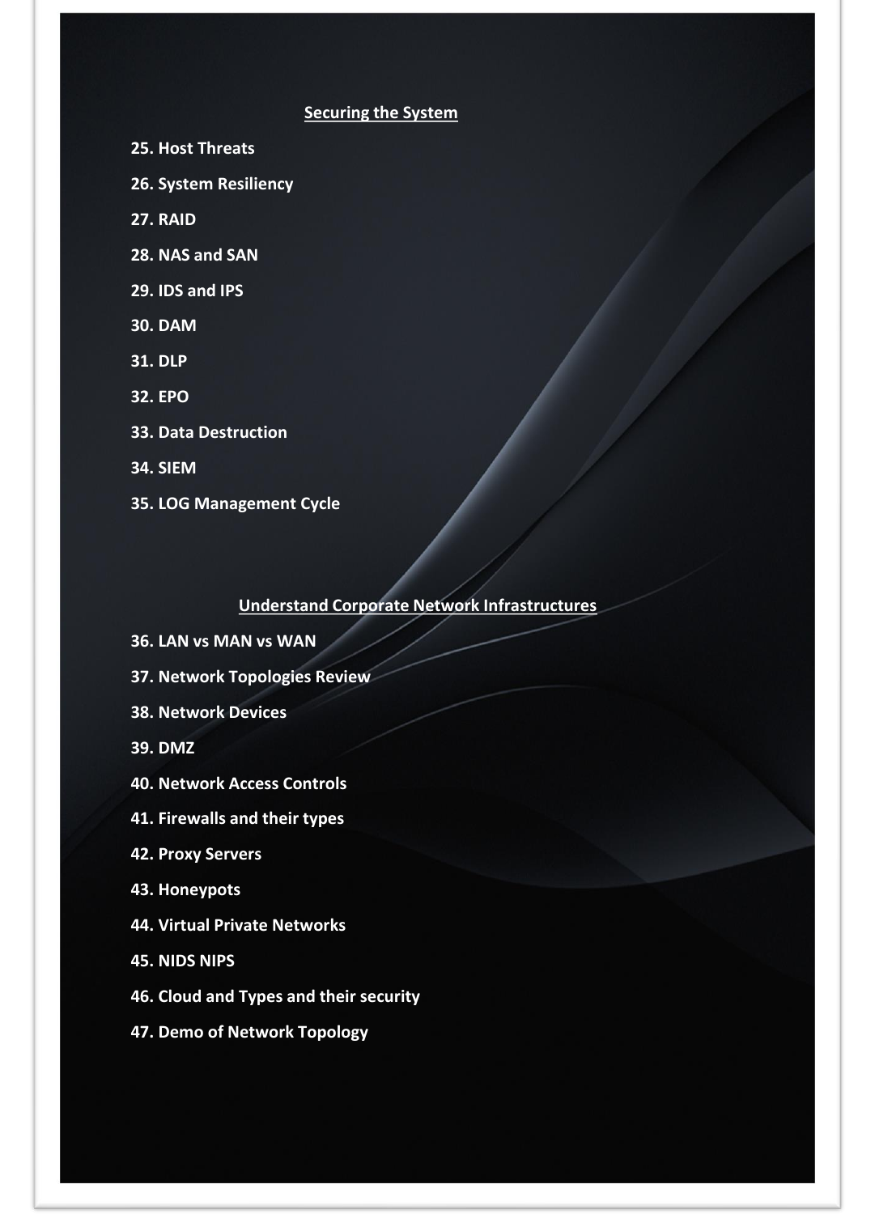## Securing the System

**25. Host Threats**

**26. System Resiliency**

**27. RAID**

**28. NAS and SAN**

**29. IDS and IPS**

**30. DAM**

**31. DLP**

**32. EPO**

**33. Data Destruction**

**34. SIEM**

**35. LOG Management Cycle**

## Understand Corporate Network Infrastructures

**36. LAN vs MAN vs WAN**

**37. Network Topologies Review**

**38. Network Devices**

**39. DMZ**

**40. Network Access Controls**

**41. Firewalls and their types**

**42. Proxy Servers**

**43. Honeypots**

**44. Virtual Private Networks**

**45. NIDS NIPS**

**46. Cloud and Types and their security**

**47. Demo of Network Topology**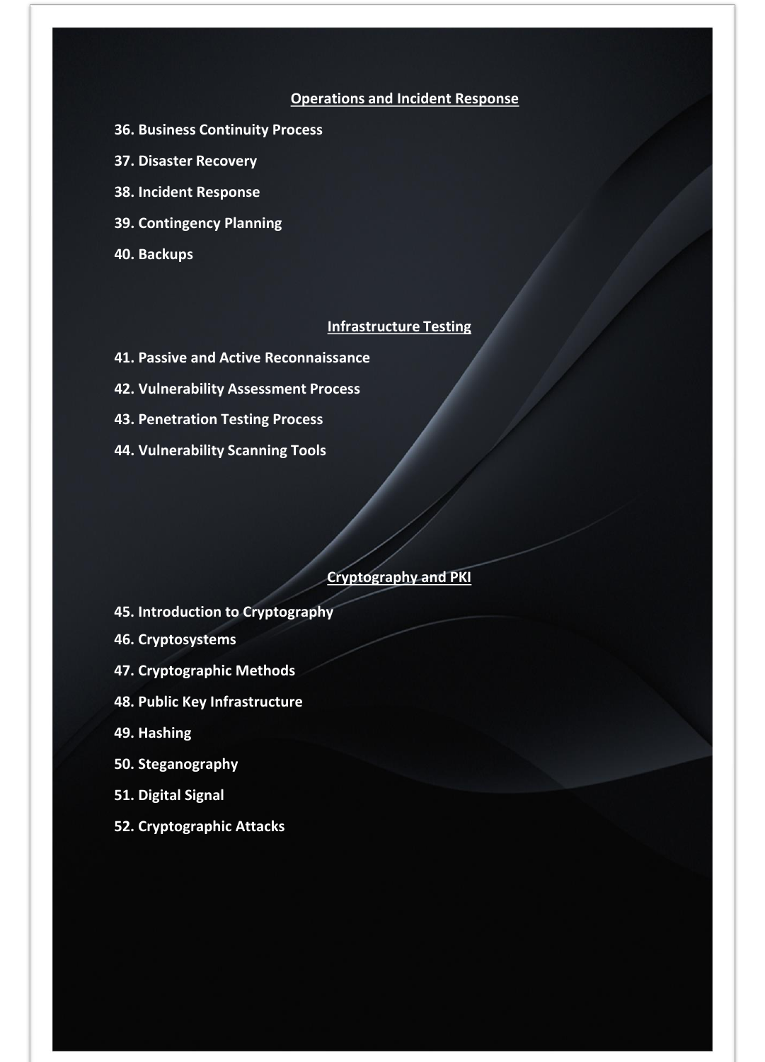## Operations and Incident Response

**36. Business Continuity Process**

**37. Disaster Recovery**

**38. Incident Response**

**39. Contingency Planning**

**40. Backups**

## Infrastructure Testing

**41. Passive and Active Reconnaissance**

**42. Vulnerability Assessment Process**

**43. Penetration Testing Process**

**44. Vulnerability Scanning Tools**

## Cryptography and PKI

**45. Introduction to Cryptography**

**46. Cryptosystems**

**47. Cryptographic Methods**

**48. Public Key Infrastructure**

**49. Hashing**

**50. Steganography**

**51. Digital Signal**

**52. Cryptographic Attacks**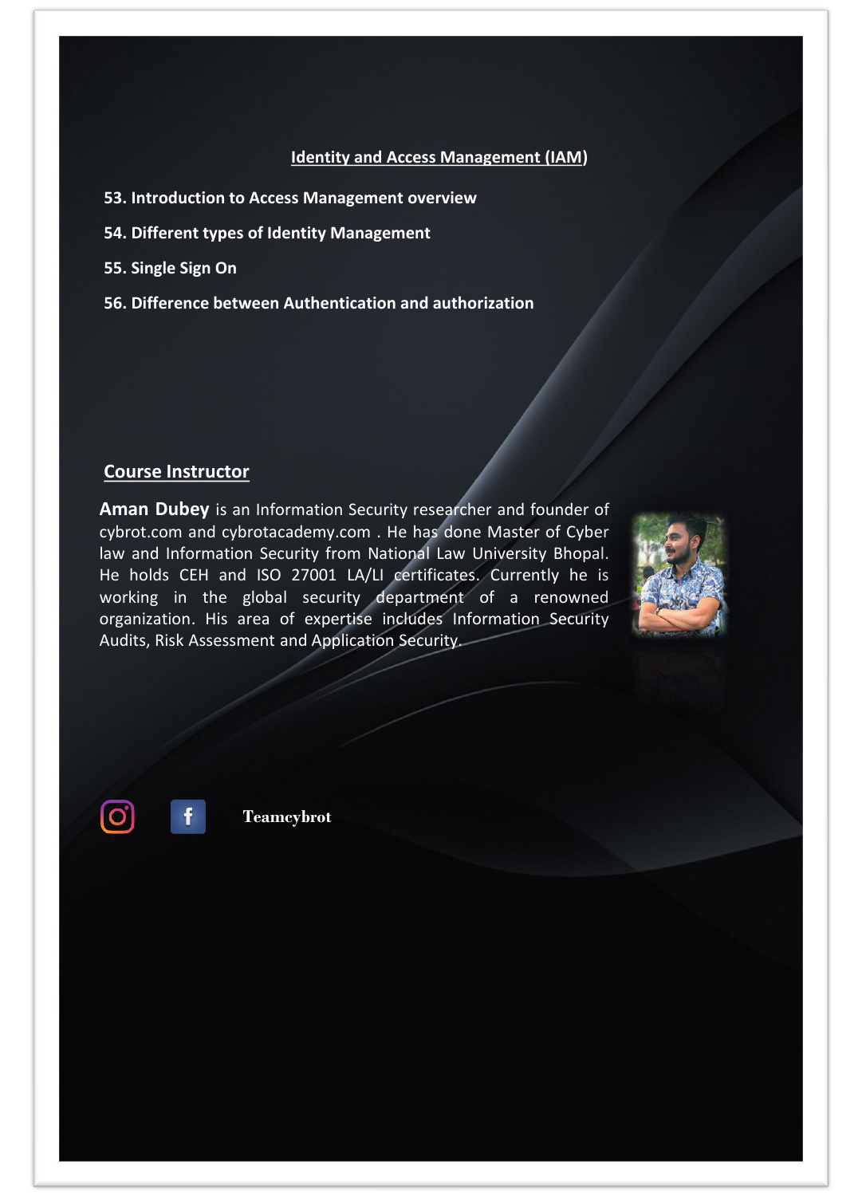## Identity and Access Management (IAM)

**53. Introduction to Access Management overview**

**54. Different types of Identity Management**

**55. Single Sign On**

**56. Difference between Authentication and authorization**

## Course Instructor

**Aman Dubey** is an Information Security researcher and founder of cybrot.com and cybrotacademy.com . He has done Master of Cyber law and Information Security from National Law University Bhopal. He holds CEH and ISO 27001 LA/LI certificates. Currently he is working in the global security department of a renowned organization. His area of expertise includes Information Security Audits, Risk Assessment and Application Security.

**Teamcybrot**